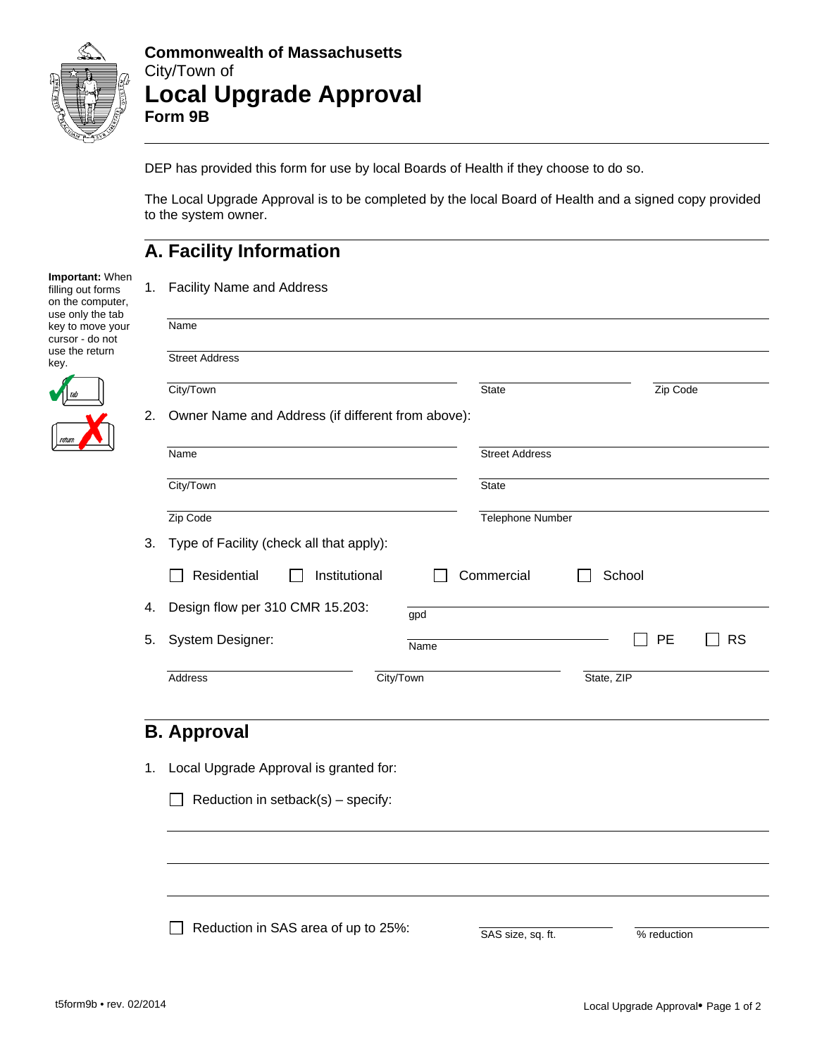**Commonwealth of Massachusetts**
City/Town of

# Local Upgrade Approval

**Form 9B**

DEP has provided this form for use by local Boards of Health if they choose to do so.

The Local Upgrade Approval is to be completed by the local Board of Health and a signed copy provided to the system owner.

**Important:** When filling out forms on the computer, use only the tab key to move your cursor - do not use the return key.

## A. Facility Information

1. Facility Name and Address

Name

Street Address

City/Town | State | Zip Code

2. Owner Name and Address (if different from above):

Name | Street Address

City/Town | State

Zip Code | Telephone Number

3. Type of Facility (check all that apply):

☐ Residential ☐ Institutional ☐ Commercial ☐ School

4. Design flow per 310 CMR 15.203: ______ gpd

5. System Designer: ______ Name ☐ PE ☐ RS

Address | City/Town | State, ZIP

## B. Approval

1. Local Upgrade Approval is granted for:

☐ Reduction in setback(s) – specify:

______

______

______

☐ Reduction in SAS area of up to 25%: ______ SAS size, sq. ft. ______ % reduction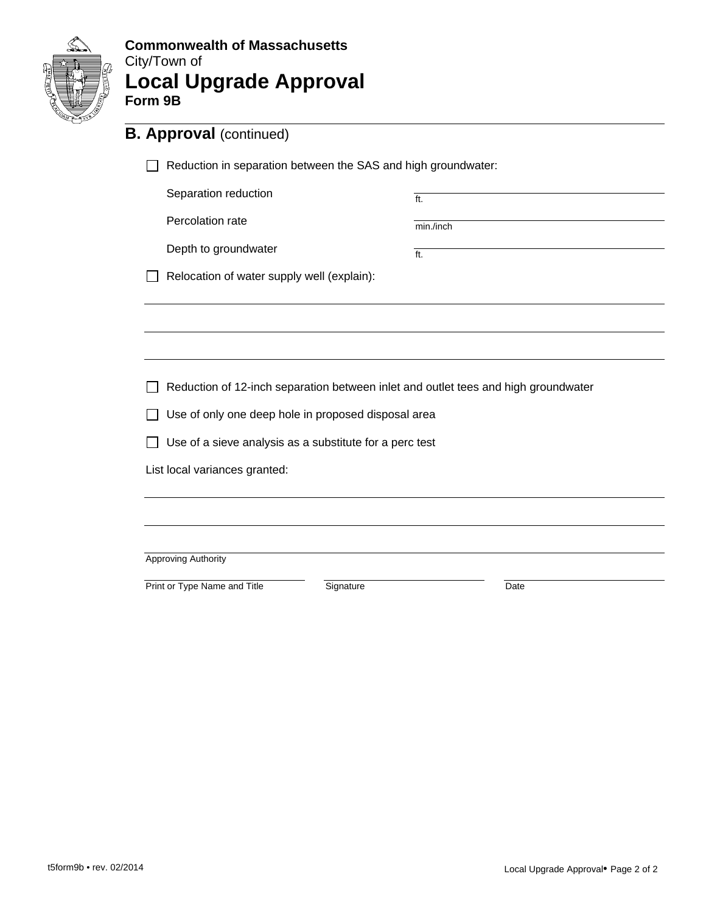**Commonwealth of Massachusetts**
City/Town of
# Local Upgrade Approval
**Form 9B**

## B. Approval (continued)

☐ Reduction in separation between the SAS and high groundwater:

Separation reduction ________ ft.

Percolation rate ________ min./inch

Depth to groundwater ________ ft.

☐ Relocation of water supply well (explain):

________________________________________

________________________________________

________________________________________

☐ Reduction of 12-inch separation between inlet and outlet tees and high groundwater

☐ Use of only one deep hole in proposed disposal area

☐ Use of a sieve analysis as a substitute for a perc test

List local variances granted:

________________________________________

________________________________________

________________________________________
Approving Authority

________________ ________________ ________________
Print or Type Name and Title Signature Date

t5form9b • rev. 02/2014